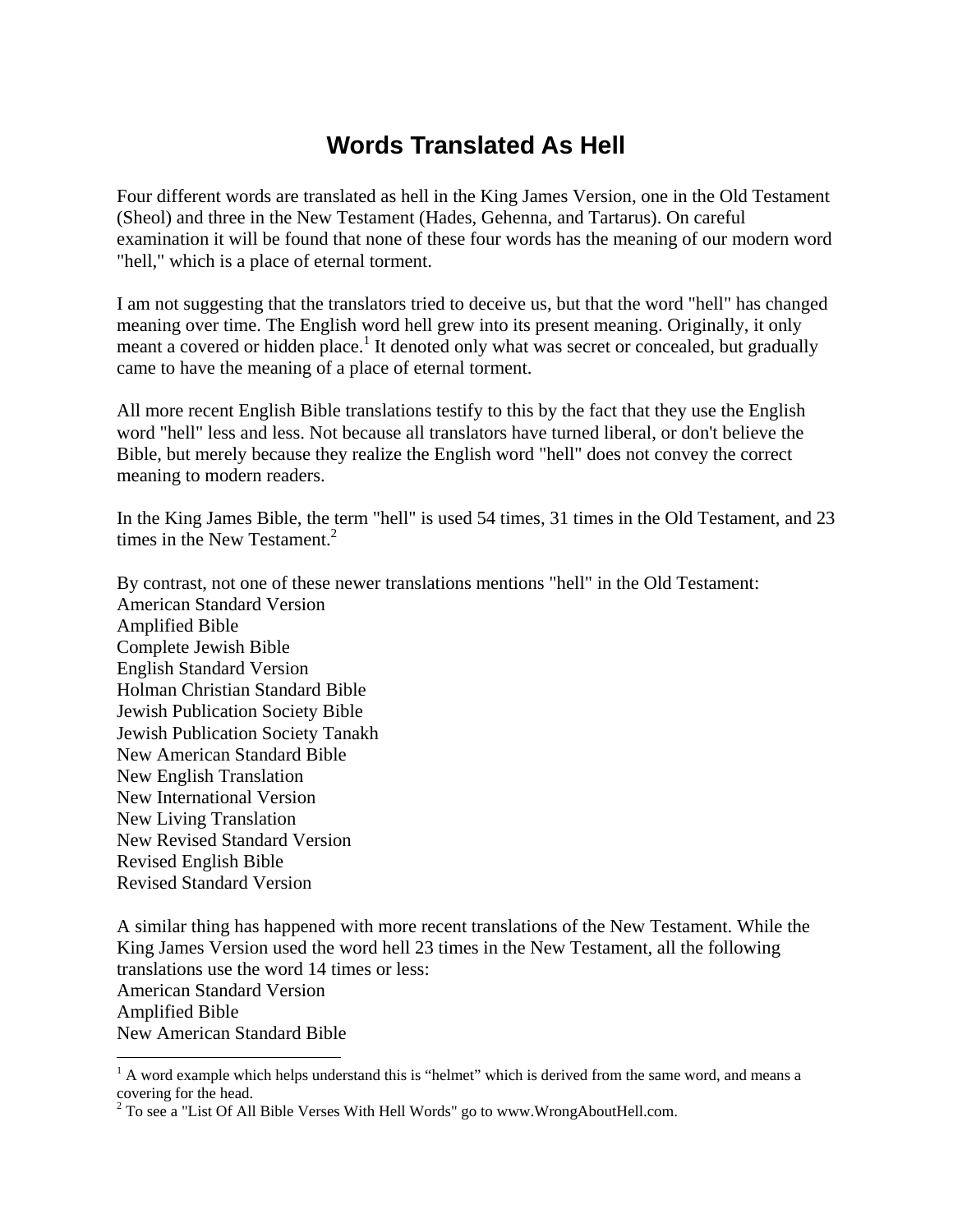# Words Translated As Hell

Four different words are translated as hell in the King James Version, one in the Old Testament (Sheol) and three in the New Testament (Hades, Gehenna, and Tartarus). On careful examination it will be found that none of these four words has the meaning of our modern word "hell," which is a place of eternal torment.

I am not suggesting that the translators tried to deceive us, but that the word "hell" has changed meaning over time. The English word hell grew into its present meaning. Originally, it only meant a covered or hidden place.[1] It denoted only what was secret or concealed, but gradually came to have the meaning of a place of eternal torment.

All more recent English Bible translations testify to this by the fact that they use the English word "hell" less and less. Not because all translators have turned liberal, or don't believe the Bible, but merely because they realize the English word "hell" does not convey the correct meaning to modern readers.

In the King James Bible, the term "hell" is used 54 times, 31 times in the Old Testament, and 23 times in the New Testament.[2]

By contrast, not one of these newer translations mentions "hell" in the Old Testament:
American Standard Version
Amplified Bible
Complete Jewish Bible
English Standard Version
Holman Christian Standard Bible
Jewish Publication Society Bible
Jewish Publication Society Tanakh
New American Standard Bible
New English Translation
New International Version
New Living Translation
New Revised Standard Version
Revised English Bible
Revised Standard Version

A similar thing has happened with more recent translations of the New Testament. While the King James Version used the word hell 23 times in the New Testament, all the following translations use the word 14 times or less:
American Standard Version
Amplified Bible
New American Standard Bible

---

[1] A word example which helps understand this is "helmet" which is derived from the same word, and means a covering for the head.

[2] To see a "List Of All Bible Verses With Hell Words" go to www.WrongAboutHell.com.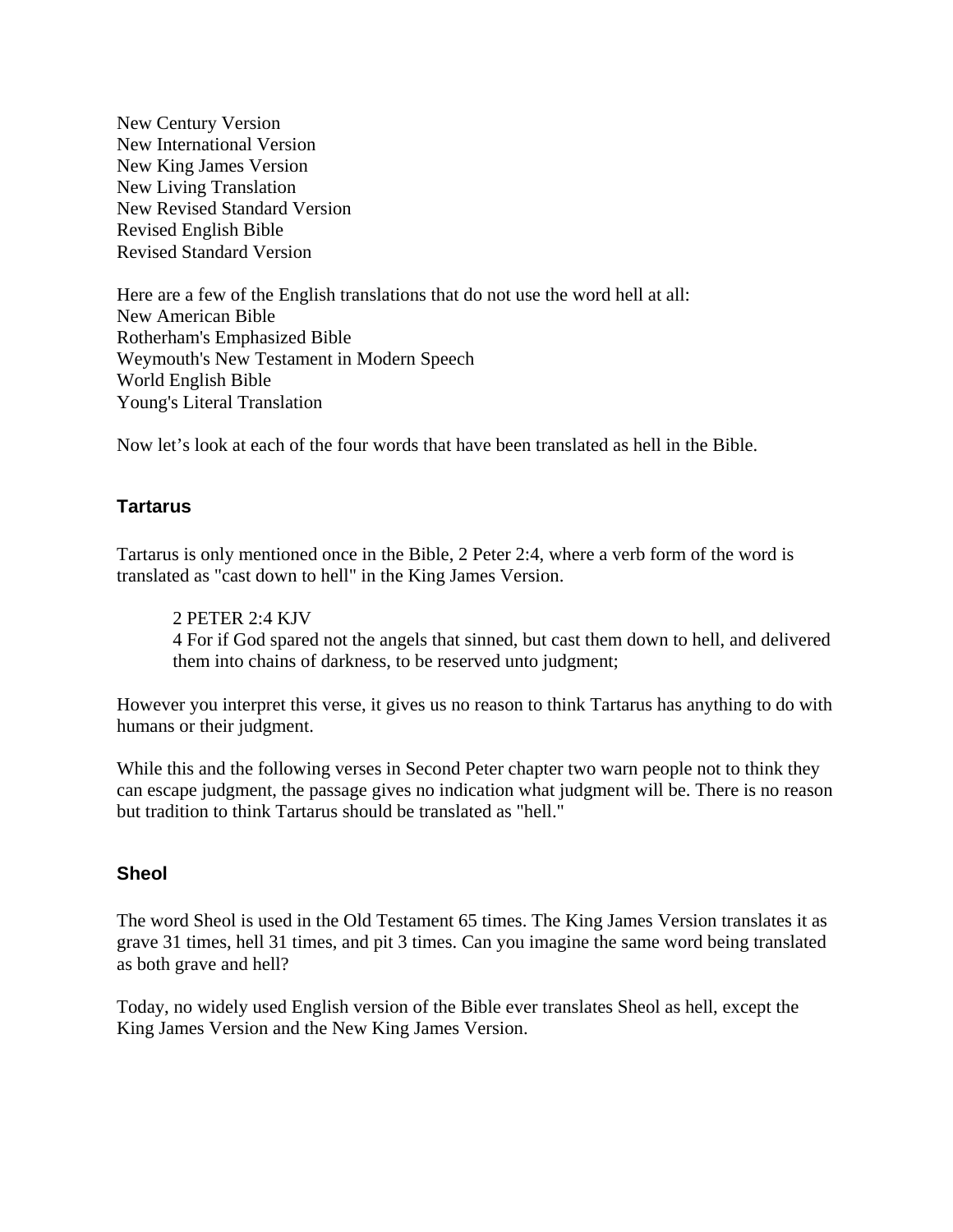New Century Version
New International Version
New King James Version
New Living Translation
New Revised Standard Version
Revised English Bible
Revised Standard Version

Here are a few of the English translations that do not use the word hell at all:
New American Bible
Rotherham's Emphasized Bible
Weymouth's New Testament in Modern Speech
World English Bible
Young's Literal Translation

Now let’s look at each of the four words that have been translated as hell in the Bible.

### Tartarus

Tartarus is only mentioned once in the Bible, 2 Peter 2:4, where a verb form of the word is translated as "cast down to hell" in the King James Version.

> 2 PETER 2:4 KJV
> 4 For if God spared not the angels that sinned, but cast them down to hell, and delivered them into chains of darkness, to be reserved unto judgment;

However you interpret this verse, it gives us no reason to think Tartarus has anything to do with humans or their judgment.

While this and the following verses in Second Peter chapter two warn people not to think they can escape judgment, the passage gives no indication what judgment will be. There is no reason but tradition to think Tartarus should be translated as "hell."

### Sheol

The word Sheol is used in the Old Testament 65 times. The King James Version translates it as grave 31 times, hell 31 times, and pit 3 times. Can you imagine the same word being translated as both grave and hell?

Today, no widely used English version of the Bible ever translates Sheol as hell, except the King James Version and the New King James Version.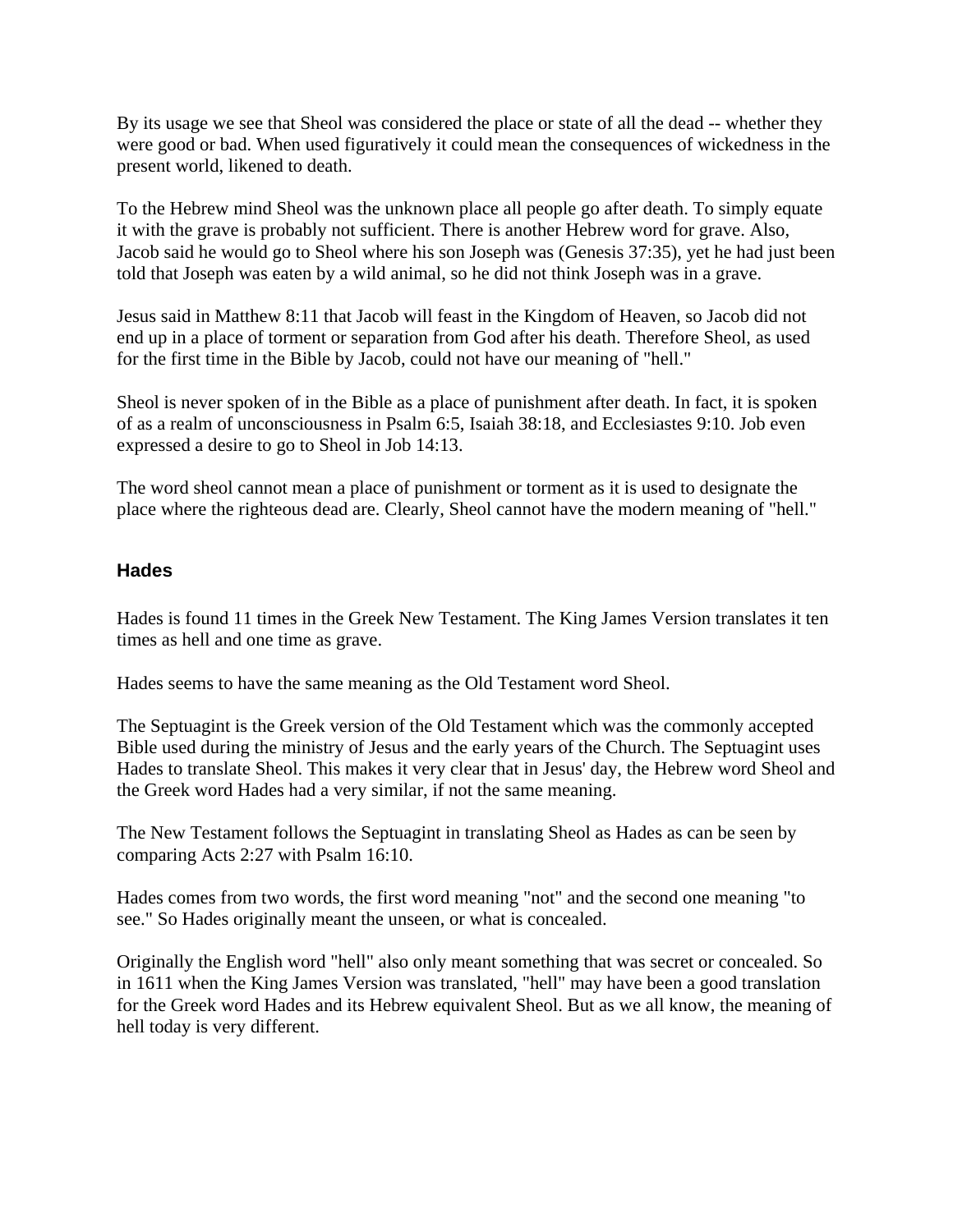By its usage we see that Sheol was considered the place or state of all the dead -- whether they were good or bad. When used figuratively it could mean the consequences of wickedness in the present world, likened to death.

To the Hebrew mind Sheol was the unknown place all people go after death. To simply equate it with the grave is probably not sufficient. There is another Hebrew word for grave. Also, Jacob said he would go to Sheol where his son Joseph was (Genesis 37:35), yet he had just been told that Joseph was eaten by a wild animal, so he did not think Joseph was in a grave.

Jesus said in Matthew 8:11 that Jacob will feast in the Kingdom of Heaven, so Jacob did not end up in a place of torment or separation from God after his death. Therefore Sheol, as used for the first time in the Bible by Jacob, could not have our meaning of "hell."

Sheol is never spoken of in the Bible as a place of punishment after death. In fact, it is spoken of as a realm of unconsciousness in Psalm 6:5, Isaiah 38:18, and Ecclesiastes 9:10. Job even expressed a desire to go to Sheol in Job 14:13.

The word sheol cannot mean a place of punishment or torment as it is used to designate the place where the righteous dead are. Clearly, Sheol cannot have the modern meaning of "hell."

### Hades

Hades is found 11 times in the Greek New Testament. The King James Version translates it ten times as hell and one time as grave.

Hades seems to have the same meaning as the Old Testament word Sheol.

The Septuagint is the Greek version of the Old Testament which was the commonly accepted Bible used during the ministry of Jesus and the early years of the Church. The Septuagint uses Hades to translate Sheol. This makes it very clear that in Jesus' day, the Hebrew word Sheol and the Greek word Hades had a very similar, if not the same meaning.

The New Testament follows the Septuagint in translating Sheol as Hades as can be seen by comparing Acts 2:27 with Psalm 16:10.

Hades comes from two words, the first word meaning "not" and the second one meaning "to see." So Hades originally meant the unseen, or what is concealed.

Originally the English word "hell" also only meant something that was secret or concealed. So in 1611 when the King James Version was translated, "hell" may have been a good translation for the Greek word Hades and its Hebrew equivalent Sheol. But as we all know, the meaning of hell today is very different.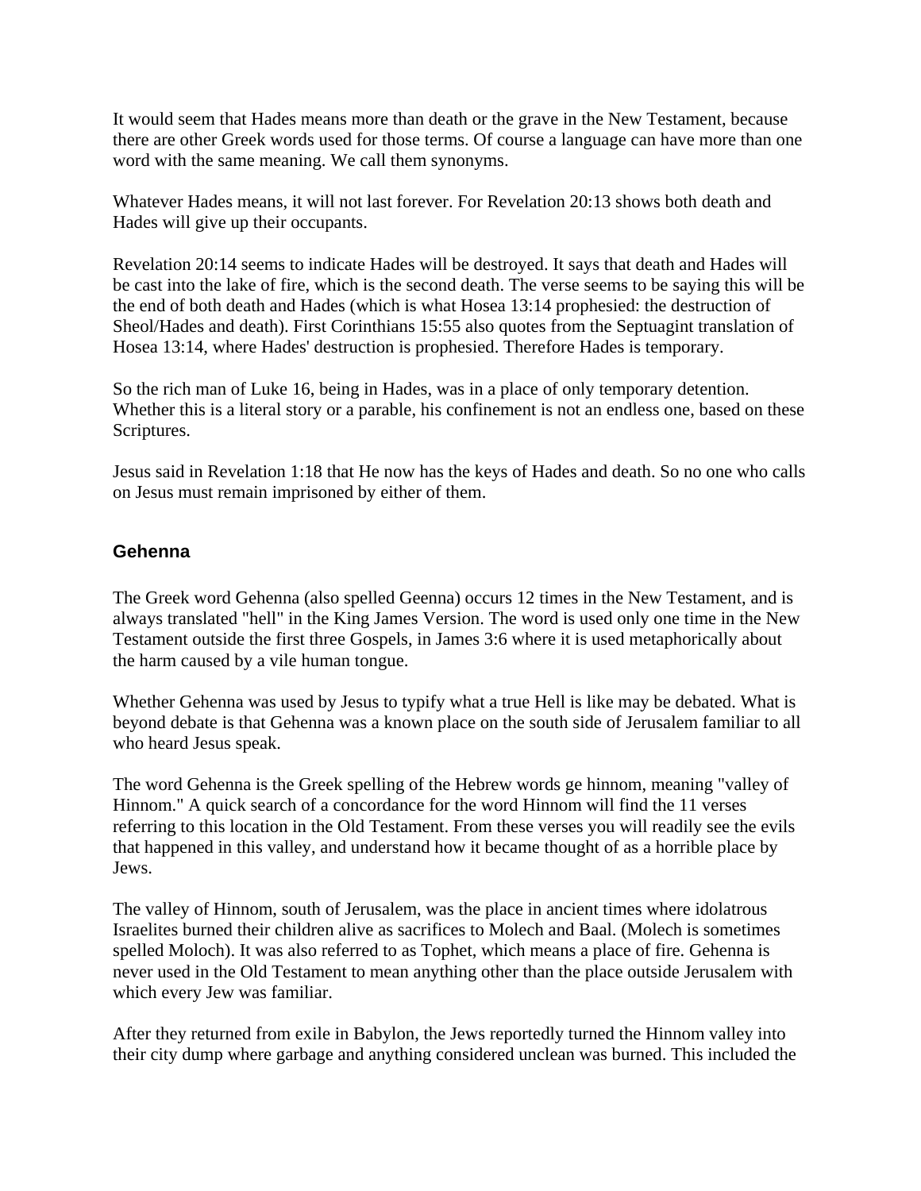It would seem that Hades means more than death or the grave in the New Testament, because there are other Greek words used for those terms. Of course a language can have more than one word with the same meaning. We call them synonyms.

Whatever Hades means, it will not last forever. For Revelation 20:13 shows both death and Hades will give up their occupants.

Revelation 20:14 seems to indicate Hades will be destroyed. It says that death and Hades will be cast into the lake of fire, which is the second death. The verse seems to be saying this will be the end of both death and Hades (which is what Hosea 13:14 prophesied: the destruction of Sheol/Hades and death). First Corinthians 15:55 also quotes from the Septuagint translation of Hosea 13:14, where Hades' destruction is prophesied. Therefore Hades is temporary.

So the rich man of Luke 16, being in Hades, was in a place of only temporary detention. Whether this is a literal story or a parable, his confinement is not an endless one, based on these Scriptures.

Jesus said in Revelation 1:18 that He now has the keys of Hades and death. So no one who calls on Jesus must remain imprisoned by either of them.

### Gehenna

The Greek word Gehenna (also spelled Geenna) occurs 12 times in the New Testament, and is always translated "hell" in the King James Version. The word is used only one time in the New Testament outside the first three Gospels, in James 3:6 where it is used metaphorically about the harm caused by a vile human tongue.

Whether Gehenna was used by Jesus to typify what a true Hell is like may be debated. What is beyond debate is that Gehenna was a known place on the south side of Jerusalem familiar to all who heard Jesus speak.

The word Gehenna is the Greek spelling of the Hebrew words ge hinnom, meaning "valley of Hinnom." A quick search of a concordance for the word Hinnom will find the 11 verses referring to this location in the Old Testament. From these verses you will readily see the evils that happened in this valley, and understand how it became thought of as a horrible place by Jews.

The valley of Hinnom, south of Jerusalem, was the place in ancient times where idolatrous Israelites burned their children alive as sacrifices to Molech and Baal. (Molech is sometimes spelled Moloch). It was also referred to as Tophet, which means a place of fire. Gehenna is never used in the Old Testament to mean anything other than the place outside Jerusalem with which every Jew was familiar.

After they returned from exile in Babylon, the Jews reportedly turned the Hinnom valley into their city dump where garbage and anything considered unclean was burned. This included the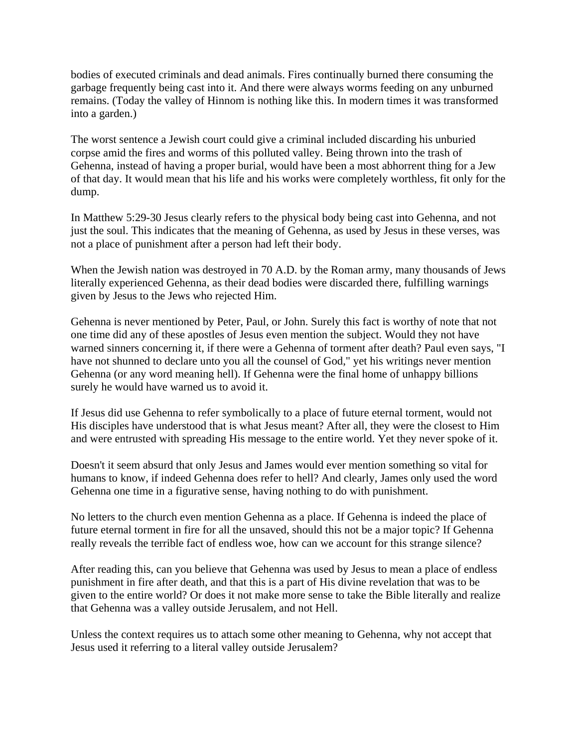bodies of executed criminals and dead animals. Fires continually burned there consuming the garbage frequently being cast into it. And there were always worms feeding on any unburned remains. (Today the valley of Hinnom is nothing like this. In modern times it was transformed into a garden.)

The worst sentence a Jewish court could give a criminal included discarding his unburied corpse amid the fires and worms of this polluted valley. Being thrown into the trash of Gehenna, instead of having a proper burial, would have been a most abhorrent thing for a Jew of that day. It would mean that his life and his works were completely worthless, fit only for the dump.

In Matthew 5:29-30 Jesus clearly refers to the physical body being cast into Gehenna, and not just the soul. This indicates that the meaning of Gehenna, as used by Jesus in these verses, was not a place of punishment after a person had left their body.

When the Jewish nation was destroyed in 70 A.D. by the Roman army, many thousands of Jews literally experienced Gehenna, as their dead bodies were discarded there, fulfilling warnings given by Jesus to the Jews who rejected Him.

Gehenna is never mentioned by Peter, Paul, or John. Surely this fact is worthy of note that not one time did any of these apostles of Jesus even mention the subject. Would they not have warned sinners concerning it, if there were a Gehenna of torment after death? Paul even says, "I have not shunned to declare unto you all the counsel of God," yet his writings never mention Gehenna (or any word meaning hell). If Gehenna were the final home of unhappy billions surely he would have warned us to avoid it.

If Jesus did use Gehenna to refer symbolically to a place of future eternal torment, would not His disciples have understood that is what Jesus meant? After all, they were the closest to Him and were entrusted with spreading His message to the entire world. Yet they never spoke of it.

Doesn't it seem absurd that only Jesus and James would ever mention something so vital for humans to know, if indeed Gehenna does refer to hell? And clearly, James only used the word Gehenna one time in a figurative sense, having nothing to do with punishment.

No letters to the church even mention Gehenna as a place. If Gehenna is indeed the place of future eternal torment in fire for all the unsaved, should this not be a major topic? If Gehenna really reveals the terrible fact of endless woe, how can we account for this strange silence?

After reading this, can you believe that Gehenna was used by Jesus to mean a place of endless punishment in fire after death, and that this is a part of His divine revelation that was to be given to the entire world? Or does it not make more sense to take the Bible literally and realize that Gehenna was a valley outside Jerusalem, and not Hell.

Unless the context requires us to attach some other meaning to Gehenna, why not accept that Jesus used it referring to a literal valley outside Jerusalem?